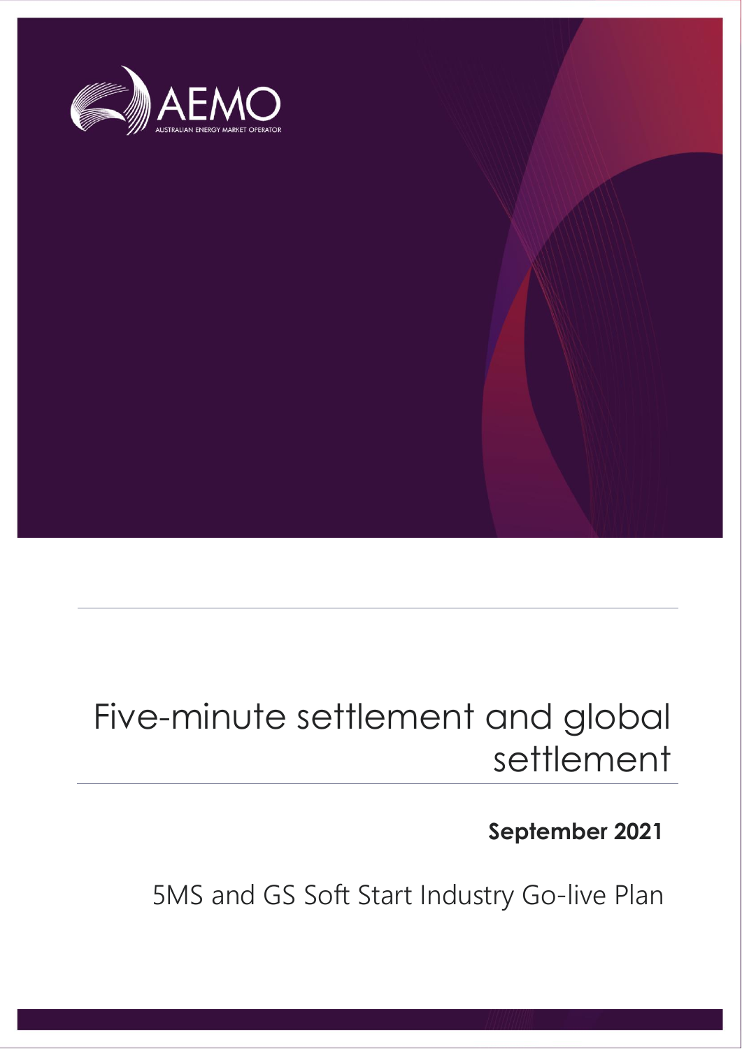# Five-minute settlement and global settlement

**September 2021**

5MS and GS Soft Start Industry Go-live Plan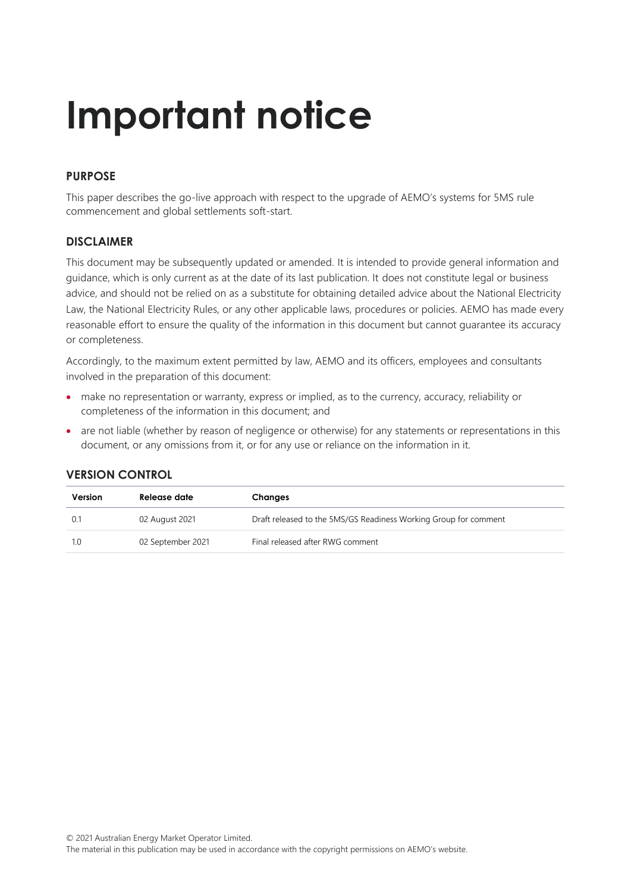# Important notice

### PURPOSE

This paper describes the go-live approach with respect to the upgrade of AEMO's systems for 5MS rule commencement and global settlements soft-start.

### DISCLAIMER

This document may be subsequently updated or amended. It is intended to provide general information and guidance, which is only current as at the date of its last publication. It does not constitute legal or business advice, and should not be relied on as a substitute for obtaining detailed advice about the National Electricity Law, the National Electricity Rules, or any other applicable laws, procedures or policies. AEMO has made every reasonable effort to ensure the quality of the information in this document but cannot guarantee its accuracy or completeness.

Accordingly, to the maximum extent permitted by law, AEMO and its officers, employees and consultants involved in the preparation of this document:

- make no representation or warranty, express or implied, as to the currency, accuracy, reliability or completeness of the information in this document; and
- are not liable (whether by reason of negligence or otherwise) for any statements or representations in this document, or any omissions from it, or for any use or reliance on the information in it.

### VERSION CONTROL

| Version | Release date | Changes |
|---|---|---|
| 0.1 | 02 August 2021 | Draft released to the 5MS/GS Readiness Working Group for comment |
| 1.0 | 02 September 2021 | Final released after RWG comment |

© 2021 Australian Energy Market Operator Limited.
The material in this publication may be used in accordance with the copyright permissions on AEMO's website.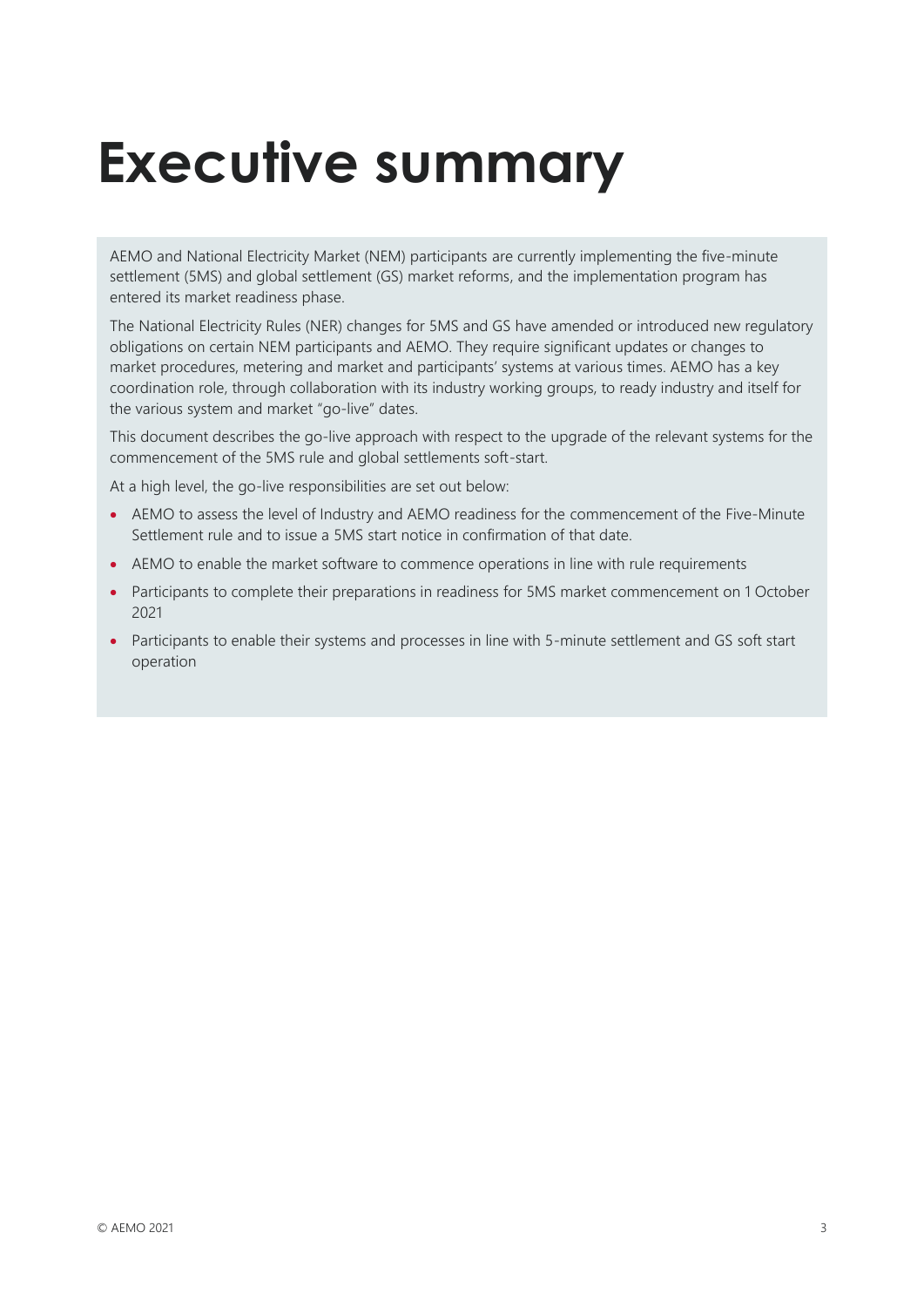# Executive summary

AEMO and National Electricity Market (NEM) participants are currently implementing the five-minute settlement (5MS) and global settlement (GS) market reforms, and the implementation program has entered its market readiness phase.

The National Electricity Rules (NER) changes for 5MS and GS have amended or introduced new regulatory obligations on certain NEM participants and AEMO. They require significant updates or changes to market procedures, metering and market and participants' systems at various times. AEMO has a key coordination role, through collaboration with its industry working groups, to ready industry and itself for the various system and market "go-live" dates.

This document describes the go-live approach with respect to the upgrade of the relevant systems for the commencement of the 5MS rule and global settlements soft-start.

At a high level, the go-live responsibilities are set out below:

- AEMO to assess the level of Industry and AEMO readiness for the commencement of the Five-Minute Settlement rule and to issue a 5MS start notice in confirmation of that date.
- AEMO to enable the market software to commence operations in line with rule requirements
- Participants to complete their preparations in readiness for 5MS market commencement on 1 October 2021
- Participants to enable their systems and processes in line with 5-minute settlement and GS soft start operation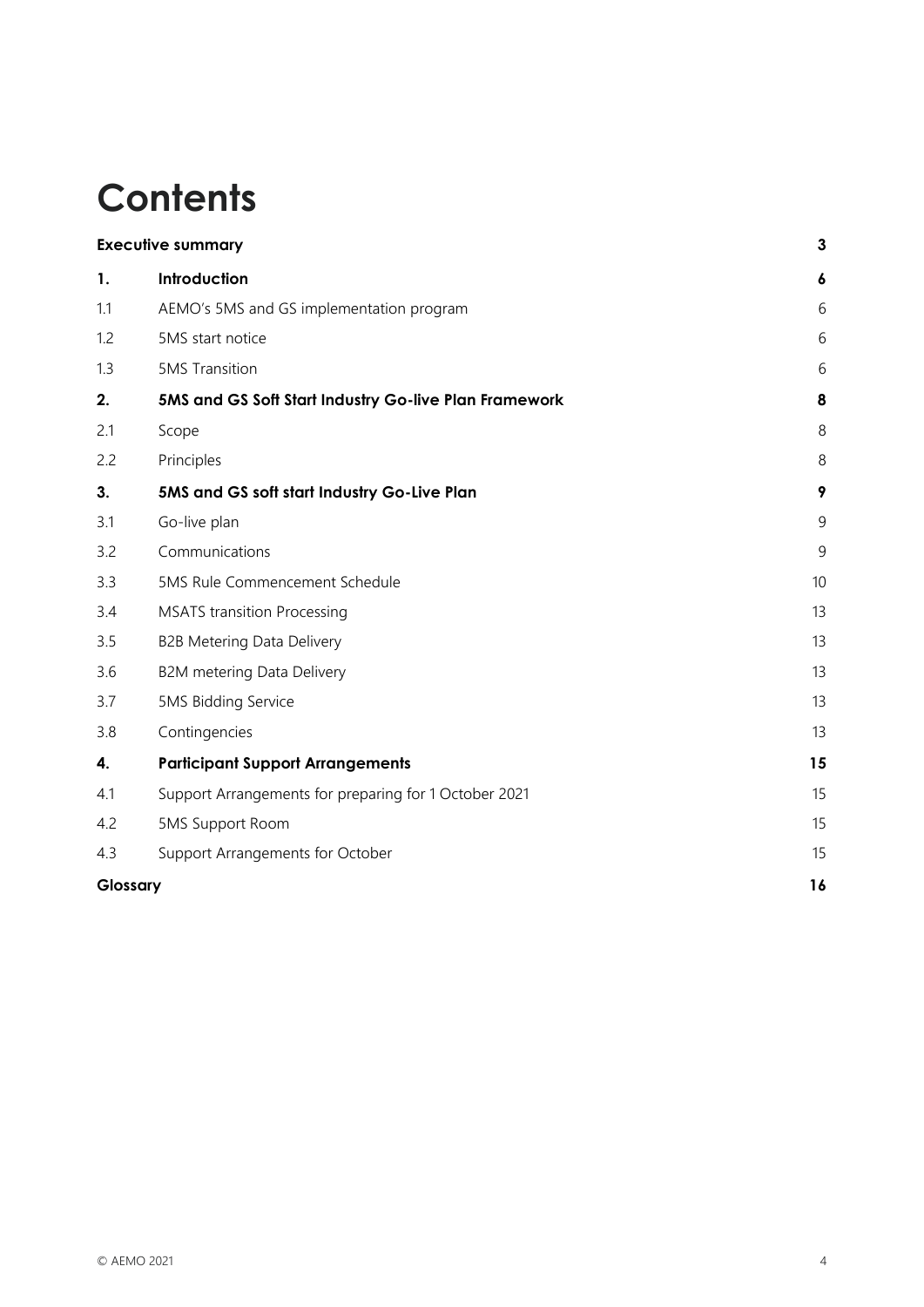# Contents

| | | |
|---|---|---|
| **Executive summary** | | **3** |
| **1.** | **Introduction** | **6** |
| 1.1 | AEMO's 5MS and GS implementation program | 6 |
| 1.2 | 5MS start notice | 6 |
| 1.3 | 5MS Transition | 6 |
| **2.** | **5MS and GS Soft Start Industry Go-live Plan Framework** | **8** |
| 2.1 | Scope | 8 |
| 2.2 | Principles | 8 |
| **3.** | **5MS and GS soft start Industry Go-Live Plan** | **9** |
| 3.1 | Go-live plan | 9 |
| 3.2 | Communications | 9 |
| 3.3 | 5MS Rule Commencement Schedule | 10 |
| 3.4 | MSATS transition Processing | 13 |
| 3.5 | B2B Metering Data Delivery | 13 |
| 3.6 | B2M metering Data Delivery | 13 |
| 3.7 | 5MS Bidding Service | 13 |
| 3.8 | Contingencies | 13 |
| **4.** | **Participant Support Arrangements** | **15** |
| 4.1 | Support Arrangements for preparing for 1 October 2021 | 15 |
| 4.2 | 5MS Support Room | 15 |
| 4.3 | Support Arrangements for October | 15 |
| **Glossary** | | **16** |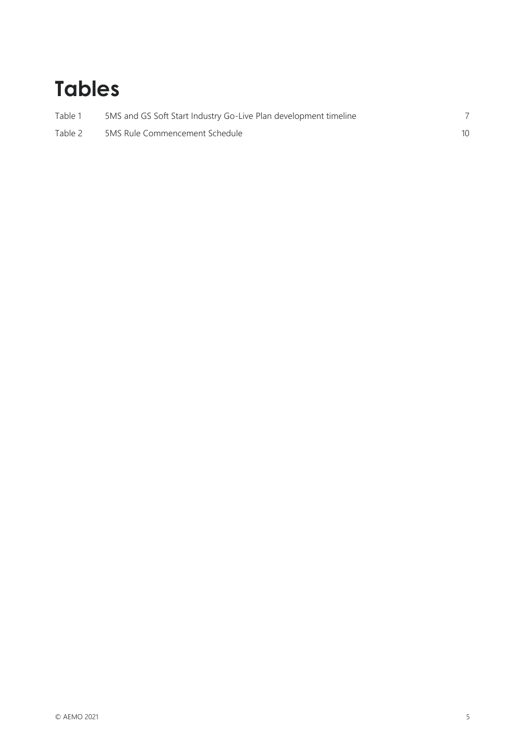# Tables

| | | |
|---|---|---|
| Table 1 | 5MS and GS Soft Start Industry Go-Live Plan development timeline | 7 |
| Table 2 | 5MS Rule Commencement Schedule | 10 |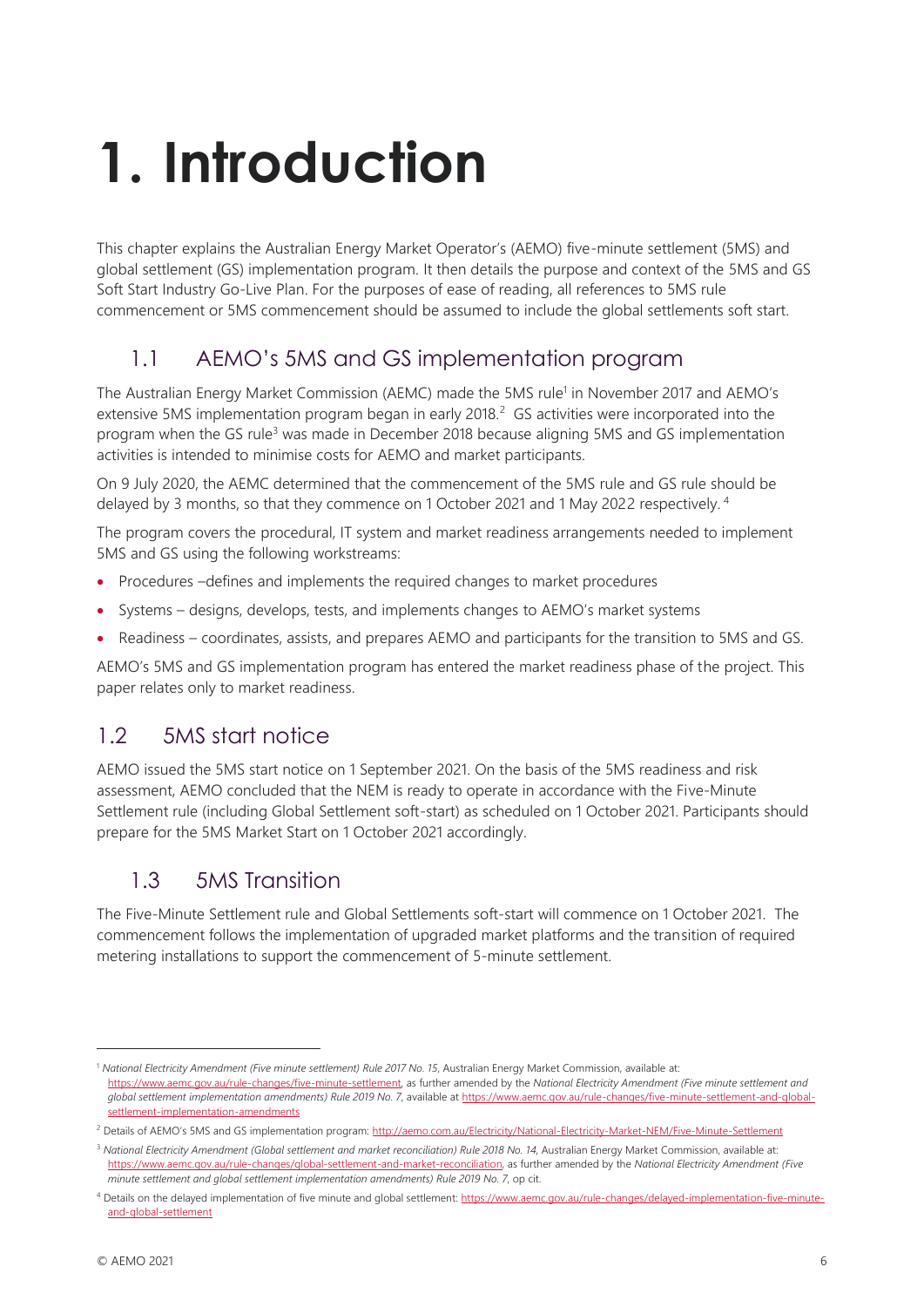# 1. Introduction

This chapter explains the Australian Energy Market Operator's (AEMO) five-minute settlement (5MS) and global settlement (GS) implementation program. It then details the purpose and context of the 5MS and GS Soft Start Industry Go-Live Plan. For the purposes of ease of reading, all references to 5MS rule commencement or 5MS commencement should be assumed to include the global settlements soft start.

## 1.1 AEMO's 5MS and GS implementation program

The Australian Energy Market Commission (AEMC) made the 5MS rule[1] in November 2017 and AEMO's extensive 5MS implementation program began in early 2018.[2] GS activities were incorporated into the program when the GS rule[3] was made in December 2018 because aligning 5MS and GS implementation activities is intended to minimise costs for AEMO and market participants.

On 9 July 2020, the AEMC determined that the commencement of the 5MS rule and GS rule should be delayed by 3 months, so that they commence on 1 October 2021 and 1 May 2022 respectively.[4]

The program covers the procedural, IT system and market readiness arrangements needed to implement 5MS and GS using the following workstreams:

- Procedures –defines and implements the required changes to market procedures
- Systems – designs, develops, tests, and implements changes to AEMO's market systems
- Readiness – coordinates, assists, and prepares AEMO and participants for the transition to 5MS and GS.

AEMO's 5MS and GS implementation program has entered the market readiness phase of the project. This paper relates only to market readiness.

## 1.2 5MS start notice

AEMO issued the 5MS start notice on 1 September 2021. On the basis of the 5MS readiness and risk assessment, AEMO concluded that the NEM is ready to operate in accordance with the Five-Minute Settlement rule (including Global Settlement soft-start) as scheduled on 1 October 2021. Participants should prepare for the 5MS Market Start on 1 October 2021 accordingly.

## 1.3 5MS Transition

The Five-Minute Settlement rule and Global Settlements soft-start will commence on 1 October 2021. The commencement follows the implementation of upgraded market platforms and the transition of required metering installations to support the commencement of 5-minute settlement.

---

[1] *National Electricity Amendment (Five minute settlement) Rule 2017 No. 15*, Australian Energy Market Commission, available at: https://www.aemc.gov.au/rule-changes/five-minute-settlement, as further amended by the *National Electricity Amendment (Five minute settlement and global settlement implementation amendments) Rule 2019 No. 7*, available at https://www.aemc.gov.au/rule-changes/five-minute-settlement-and-global-settlement-implementation-amendments

[2] Details of AEMO's 5MS and GS implementation program: http://aemo.com.au/Electricity/National-Electricity-Market-NEM/Five-Minute-Settlement

[3] *National Electricity Amendment (Global settlement and market reconciliation) Rule 2018 No. 14*, Australian Energy Market Commission, available at: https://www.aemc.gov.au/rule-changes/global-settlement-and-market-reconciliation, as further amended by the *National Electricity Amendment (Five minute settlement and global settlement implementation amendments) Rule 2019 No. 7*, op cit.

[4] Details on the delayed implementation of five minute and global settlement: https://www.aemc.gov.au/rule-changes/delayed-implementation-five-minute-and-global-settlement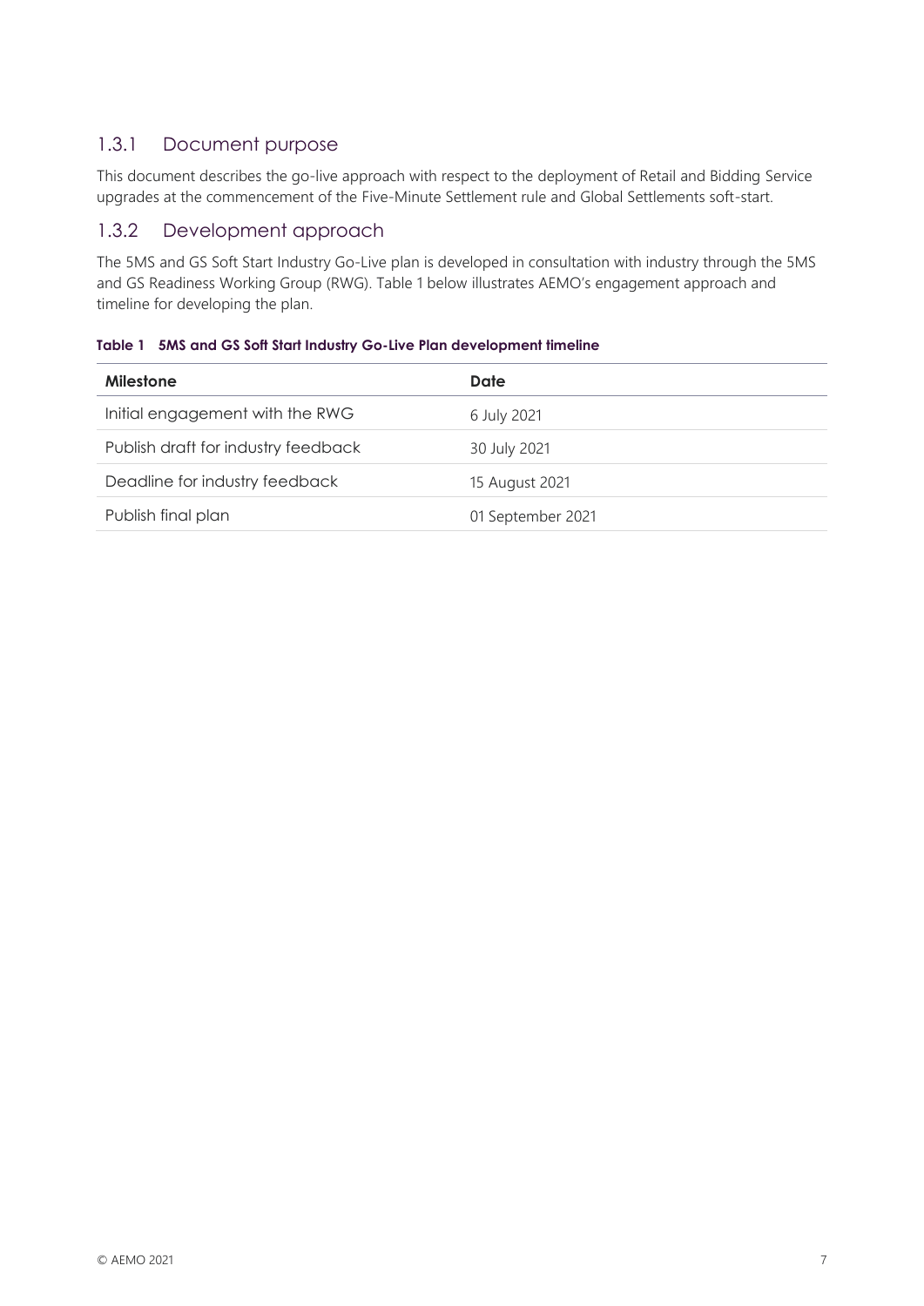### 1.3.1 Document purpose

This document describes the go-live approach with respect to the deployment of Retail and Bidding Service upgrades at the commencement of the Five-Minute Settlement rule and Global Settlements soft-start.

### 1.3.2 Development approach

The 5MS and GS Soft Start Industry Go-Live plan is developed in consultation with industry through the 5MS and GS Readiness Working Group (RWG). Table 1 below illustrates AEMO's engagement approach and timeline for developing the plan.

**Table 1 5MS and GS Soft Start Industry Go-Live Plan development timeline**

| Milestone | Date |
| --- | --- |
| Initial engagement with the RWG | 6 July 2021 |
| Publish draft for industry feedback | 30 July 2021 |
| Deadline for industry feedback | 15 August 2021 |
| Publish final plan | 01 September 2021 |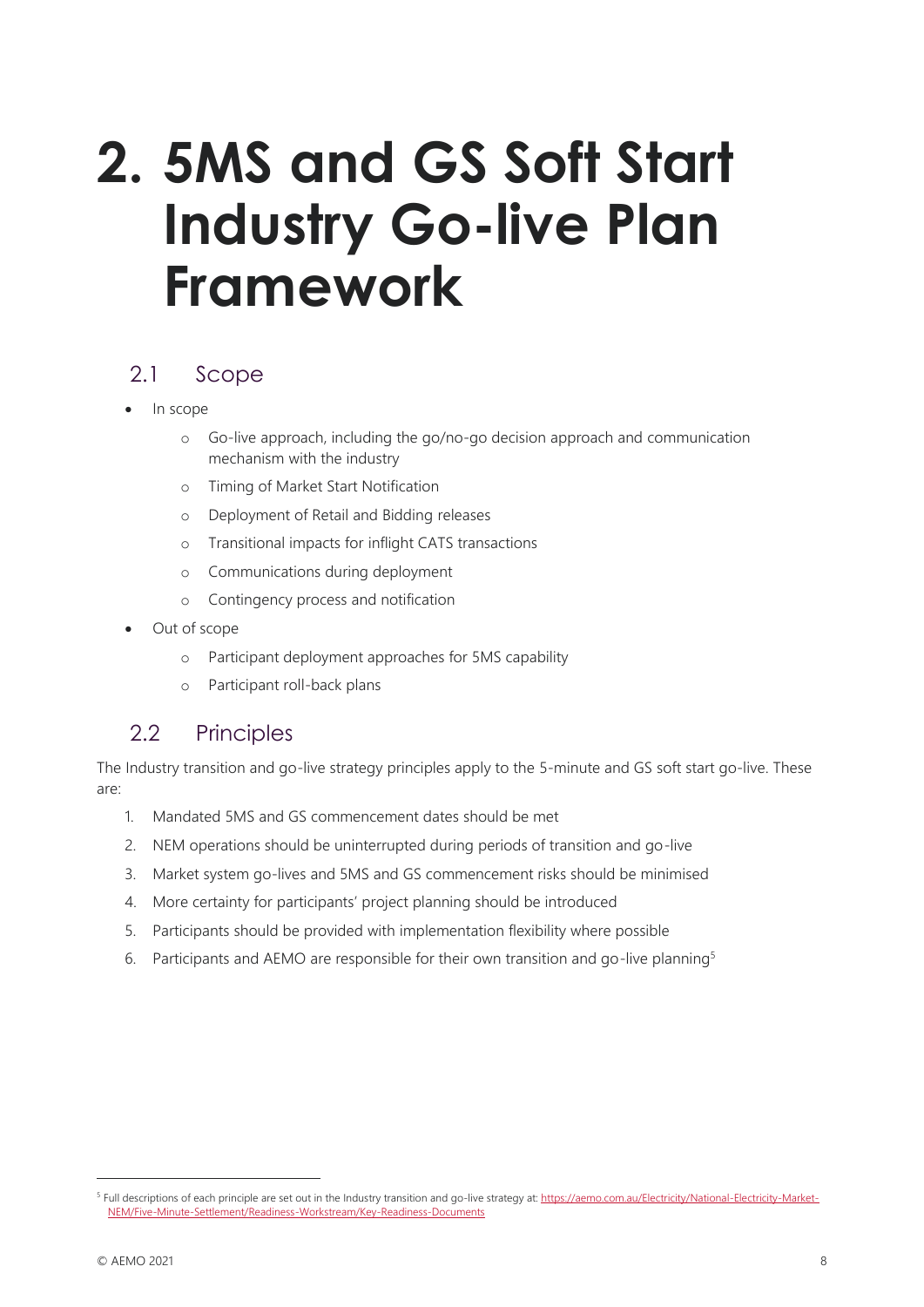# 2. 5MS and GS Soft Start Industry Go-live Plan Framework

## 2.1 Scope

- In scope
  - Go-live approach, including the go/no-go decision approach and communication mechanism with the industry
  - Timing of Market Start Notification
  - Deployment of Retail and Bidding releases
  - Transitional impacts for inflight CATS transactions
  - Communications during deployment
  - Contingency process and notification
- Out of scope
  - Participant deployment approaches for 5MS capability
  - Participant roll-back plans

## 2.2 Principles

The Industry transition and go-live strategy principles apply to the 5-minute and GS soft start go-live. These are:

1. Mandated 5MS and GS commencement dates should be met
2. NEM operations should be uninterrupted during periods of transition and go-live
3. Market system go-lives and 5MS and GS commencement risks should be minimised
4. More certainty for participants' project planning should be introduced
5. Participants should be provided with implementation flexibility where possible
6. Participants and AEMO are responsible for their own transition and go-live planning[5]

[5] Full descriptions of each principle are set out in the Industry transition and go-live strategy at: https://aemo.com.au/Electricity/National-Electricity-Market-NEM/Five-Minute-Settlement/Readiness-Workstream/Key-Readiness-Documents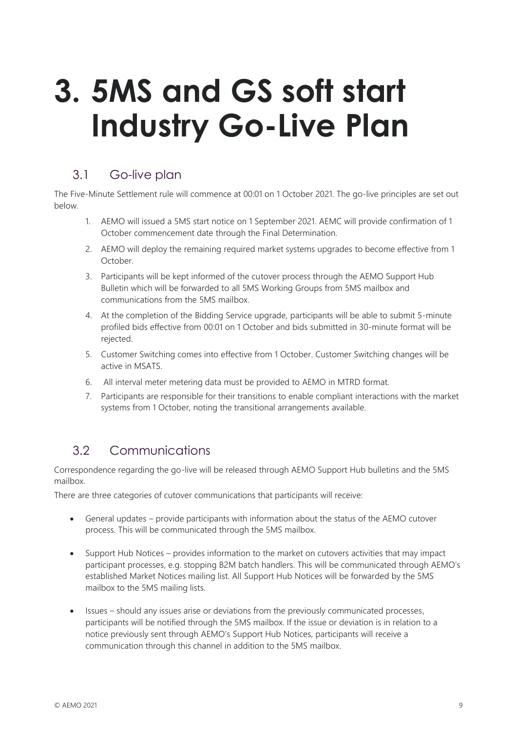# 3. 5MS and GS soft start Industry Go-Live Plan

## 3.1 Go-live plan

The Five-Minute Settlement rule will commence at 00:01 on 1 October 2021. The go-live principles are set out below.

1. AEMO will issued a 5MS start notice on 1 September 2021. AEMC will provide confirmation of 1 October commencement date through the Final Determination.
2. AEMO will deploy the remaining required market systems upgrades to become effective from 1 October.
3. Participants will be kept informed of the cutover process through the AEMO Support Hub Bulletin which will be forwarded to all 5MS Working Groups from 5MS mailbox and communications from the 5MS mailbox.
4. At the completion of the Bidding Service upgrade, participants will be able to submit 5-minute profiled bids effective from 00:01 on 1 October and bids submitted in 30-minute format will be rejected.
5. Customer Switching comes into effective from 1 October. Customer Switching changes will be active in MSATS.
6. All interval meter metering data must be provided to AEMO in MTRD format.
7. Participants are responsible for their transitions to enable compliant interactions with the market systems from 1 October, noting the transitional arrangements available.

## 3.2 Communications

Correspondence regarding the go-live will be released through AEMO Support Hub bulletins and the 5MS mailbox.

There are three categories of cutover communications that participants will receive:

- General updates – provide participants with information about the status of the AEMO cutover process. This will be communicated through the 5MS mailbox.
- Support Hub Notices – provides information to the market on cutovers activities that may impact participant processes, e.g. stopping B2M batch handlers. This will be communicated through AEMO's established Market Notices mailing list. All Support Hub Notices will be forwarded by the 5MS mailbox to the 5MS mailing lists.
- Issues – should any issues arise or deviations from the previously communicated processes, participants will be notified through the 5MS mailbox. If the issue or deviation is in relation to a notice previously sent through AEMO's Support Hub Notices, participants will receive a communication through this channel in addition to the 5MS mailbox.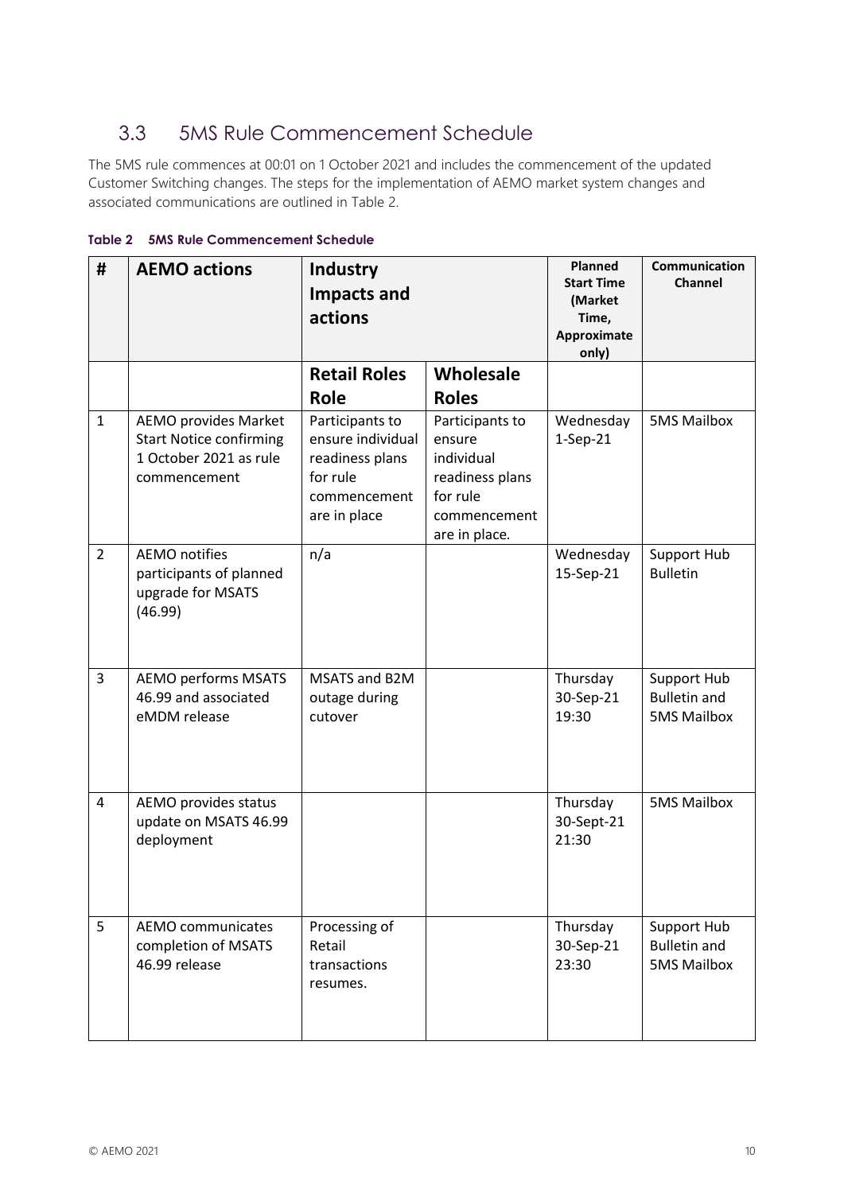## 3.3 5MS Rule Commencement Schedule

The 5MS rule commences at 00:01 on 1 October 2021 and includes the commencement of the updated Customer Switching changes. The steps for the implementation of AEMO market system changes and associated communications are outlined in Table 2.

**Table 2 5MS Rule Commencement Schedule**

| # | AEMO actions | Industry Impacts and actions | | Planned Start Time (Market Time, Approximate only) | Communication Channel |
|---|---|---|---|---|---|
| | | **Retail Roles Role** | **Wholesale Roles** | | |
| 1 | AEMO provides Market Start Notice confirming 1 October 2021 as rule commencement | Participants to ensure individual readiness plans for rule commencement are in place | Participants to ensure individual readiness plans for rule commencement are in place. | Wednesday 1-Sep-21 | 5MS Mailbox |
| 2 | AEMO notifies participants of planned upgrade for MSATS (46.99) | n/a | | Wednesday 15-Sep-21 | Support Hub Bulletin |
| 3 | AEMO performs MSATS 46.99 and associated eMDM release | MSATS and B2M outage during cutover | | Thursday 30-Sep-21 19:30 | Support Hub Bulletin and 5MS Mailbox |
| 4 | AEMO provides status update on MSATS 46.99 deployment | | | Thursday 30-Sept-21 21:30 | 5MS Mailbox |
| 5 | AEMO communicates completion of MSATS 46.99 release | Processing of Retail transactions resumes. | | Thursday 30-Sep-21 23:30 | Support Hub Bulletin and 5MS Mailbox |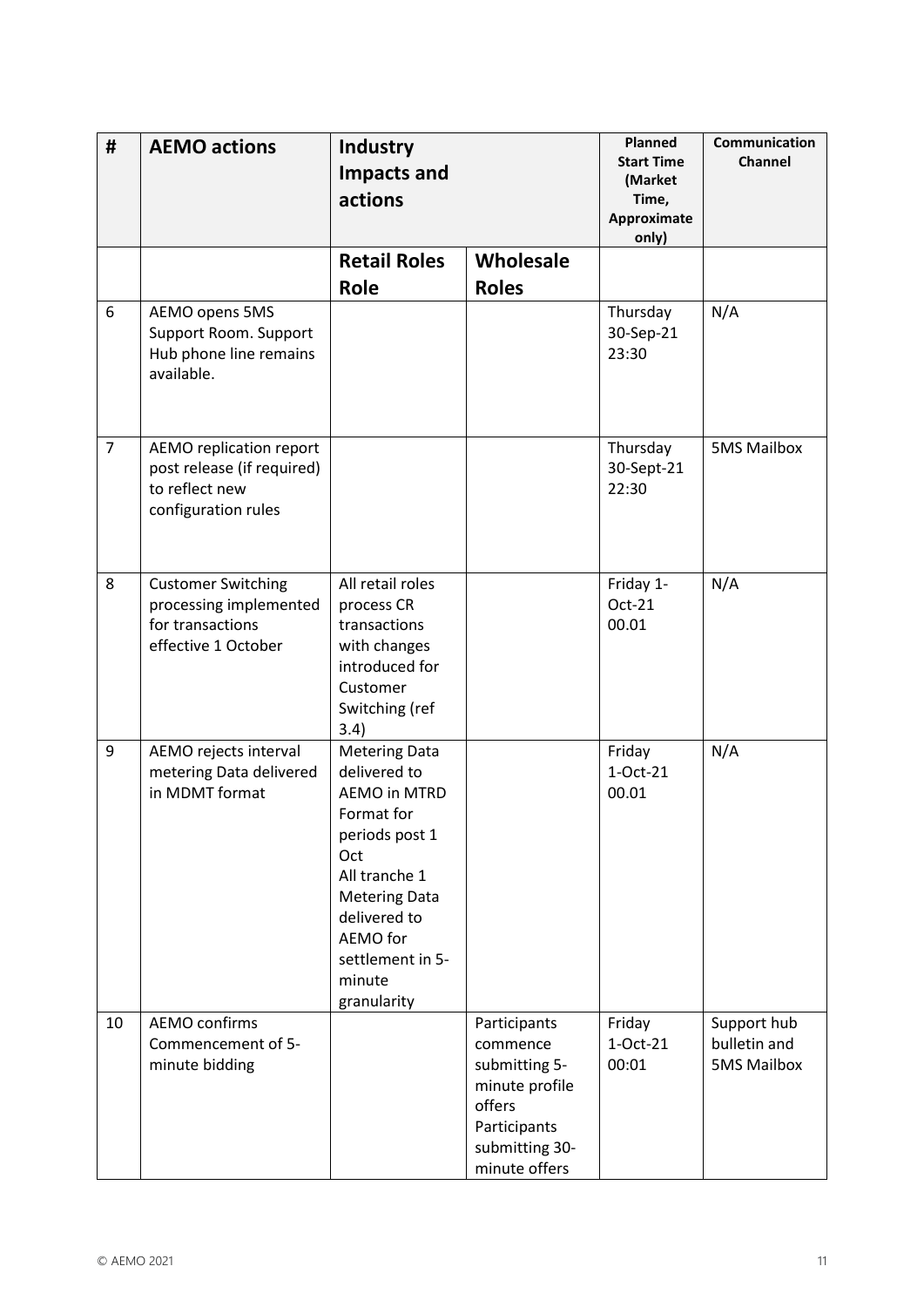| # | AEMO actions | Industry Impacts and actions | | Planned Start Time (Market Time, Approximate only) | Communication Channel |
|---|---|---|---|---|---|
| | | **Retail Roles Role** | **Wholesale Roles** | | |
| 6 | AEMO opens 5MS Support Room. Support Hub phone line remains available. | | | Thursday 30-Sep-21 23:30 | N/A |
| 7 | AEMO replication report post release (if required) to reflect new configuration rules | | | Thursday 30-Sept-21 22:30 | 5MS Mailbox |
| 8 | Customer Switching processing implemented for transactions effective 1 October | All retail roles process CR transactions with changes introduced for Customer Switching (ref 3.4) | | Friday 1-Oct-21 00.01 | N/A |
| 9 | AEMO rejects interval metering Data delivered in MDMT format | Metering Data delivered to AEMO in MTRD Format for periods post 1 Oct<br>All tranche 1 Metering Data delivered to AEMO for settlement in 5-minute granularity | | Friday 1-Oct-21 00.01 | N/A |
| 10 | AEMO confirms Commencement of 5-minute bidding | | Participants commence submitting 5-minute profile offers<br>Participants submitting 30-minute offers | Friday 1-Oct-21 00:01 | Support hub bulletin and 5MS Mailbox |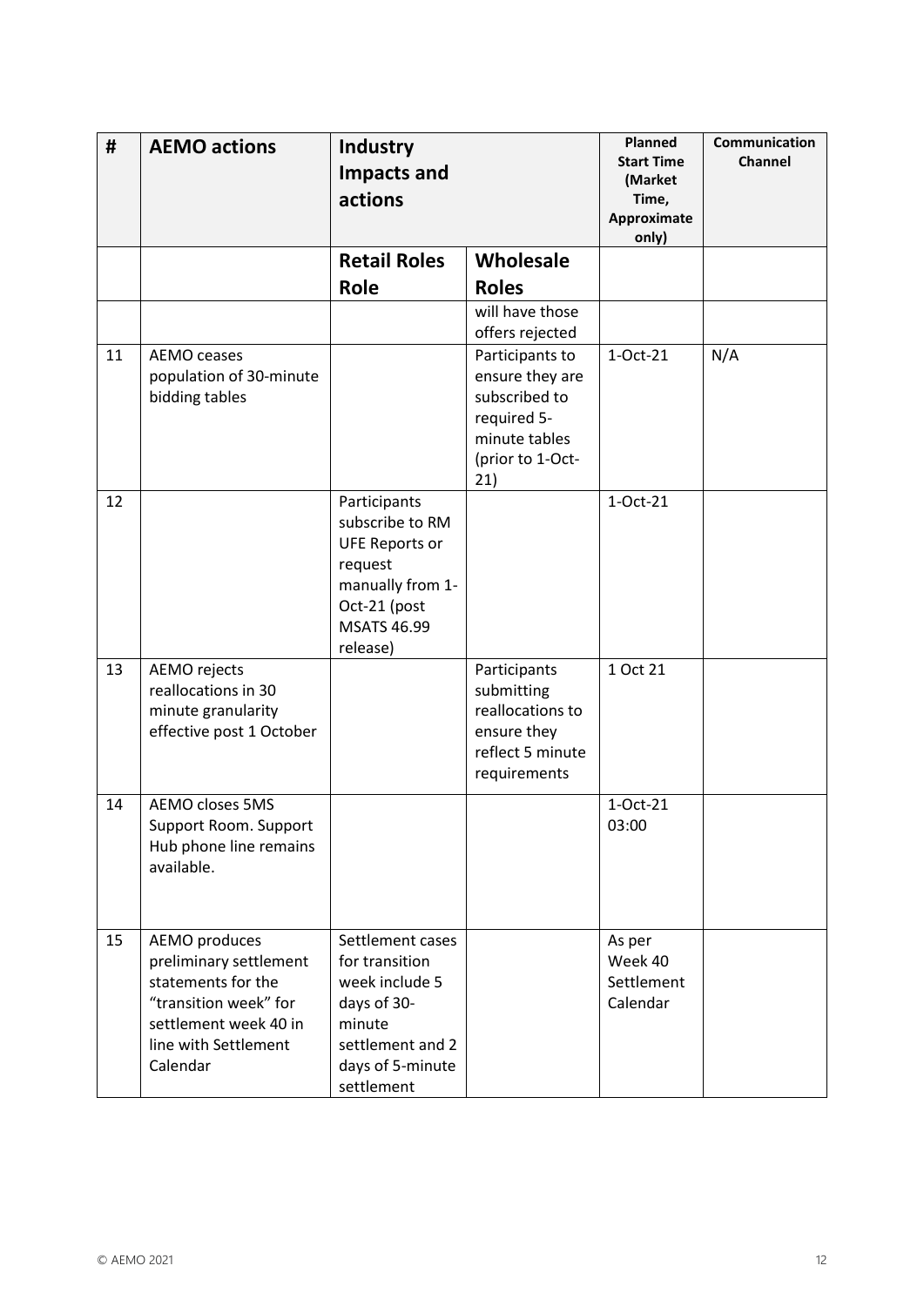| # | AEMO actions | Industry Impacts and actions | | Planned Start Time (Market Time, Approximate only) | Communication Channel |
|---|---|---|---|---|---|
| | | Retail Roles Role | Wholesale Roles | | |
| | | | will have those offers rejected | | |
| 11 | AEMO ceases population of 30-minute bidding tables | | Participants to ensure they are subscribed to required 5-minute tables (prior to 1-Oct-21) | 1-Oct-21 | N/A |
| 12 | | Participants subscribe to RM UFE Reports or request manually from 1-Oct-21 (post MSATS 46.99 release) | | 1-Oct-21 | |
| 13 | AEMO rejects reallocations in 30 minute granularity effective post 1 October | | Participants submitting reallocations to ensure they reflect 5 minute requirements | 1 Oct 21 | |
| 14 | AEMO closes 5MS Support Room. Support Hub phone line remains available. | | | 1-Oct-21 03:00 | |
| 15 | AEMO produces preliminary settlement statements for the "transition week" for settlement week 40 in line with Settlement Calendar | Settlement cases for transition week include 5 days of 30-minute settlement and 2 days of 5-minute settlement | | As per Week 40 Settlement Calendar | |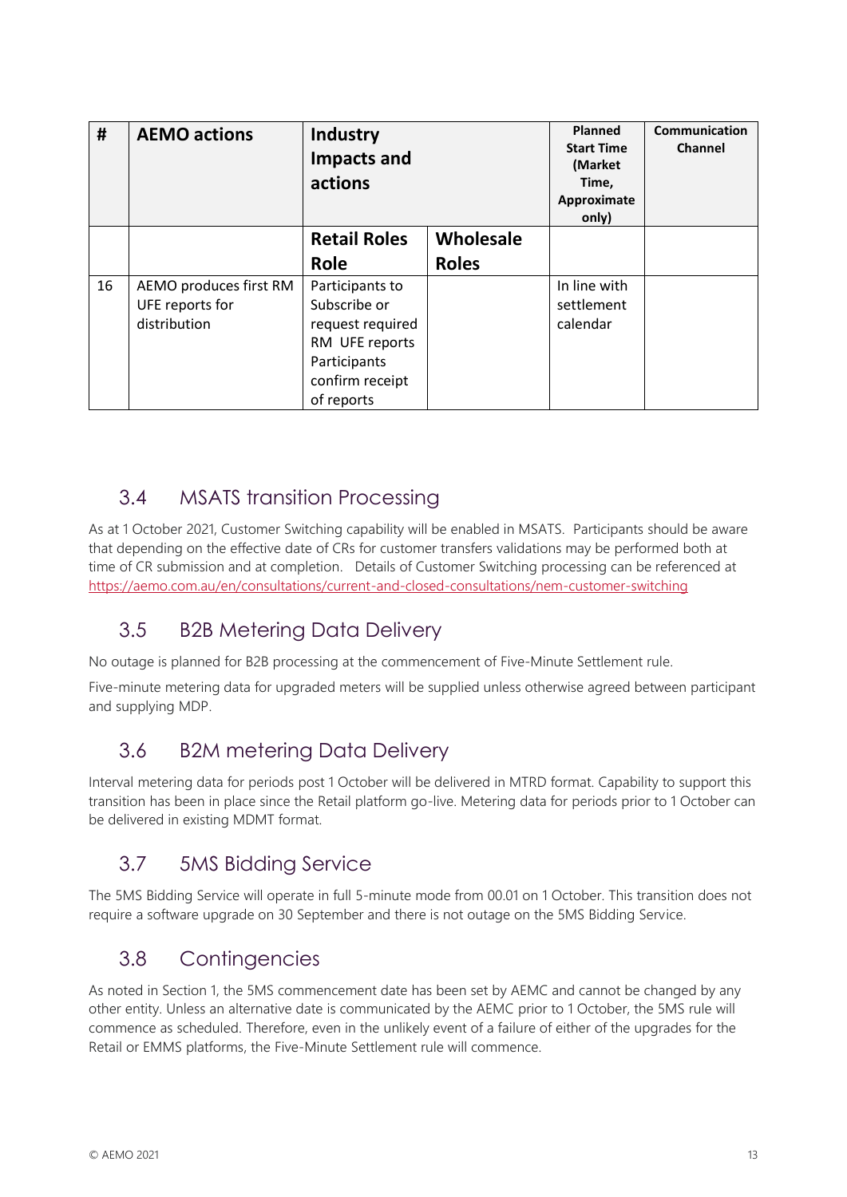| # | AEMO actions | Industry Impacts and actions | | Planned Start Time (Market Time, Approximate only) | Communication Channel |
|---|---|---|---|---|---|
| | | **Retail Roles Role** | **Wholesale Roles** | | |
| 16 | AEMO produces first RM UFE reports for distribution | Participants to Subscribe or request required RM UFE reports Participants confirm receipt of reports | | In line with settlement calendar | |

## 3.4 MSATS transition Processing

As at 1 October 2021, Customer Switching capability will be enabled in MSATS. Participants should be aware that depending on the effective date of CRs for customer transfers validations may be performed both at time of CR submission and at completion. Details of Customer Switching processing can be referenced at https://aemo.com.au/en/consultations/current-and-closed-consultations/nem-customer-switching

## 3.5 B2B Metering Data Delivery

No outage is planned for B2B processing at the commencement of Five-Minute Settlement rule.

Five-minute metering data for upgraded meters will be supplied unless otherwise agreed between participant and supplying MDP.

## 3.6 B2M metering Data Delivery

Interval metering data for periods post 1 October will be delivered in MTRD format. Capability to support this transition has been in place since the Retail platform go-live. Metering data for periods prior to 1 October can be delivered in existing MDMT format.

## 3.7 5MS Bidding Service

The 5MS Bidding Service will operate in full 5-minute mode from 00.01 on 1 October. This transition does not require a software upgrade on 30 September and there is not outage on the 5MS Bidding Service.

## 3.8 Contingencies

As noted in Section 1, the 5MS commencement date has been set by AEMC and cannot be changed by any other entity. Unless an alternative date is communicated by the AEMC prior to 1 October, the 5MS rule will commence as scheduled. Therefore, even in the unlikely event of a failure of either of the upgrades for the Retail or EMMS platforms, the Five-Minute Settlement rule will commence.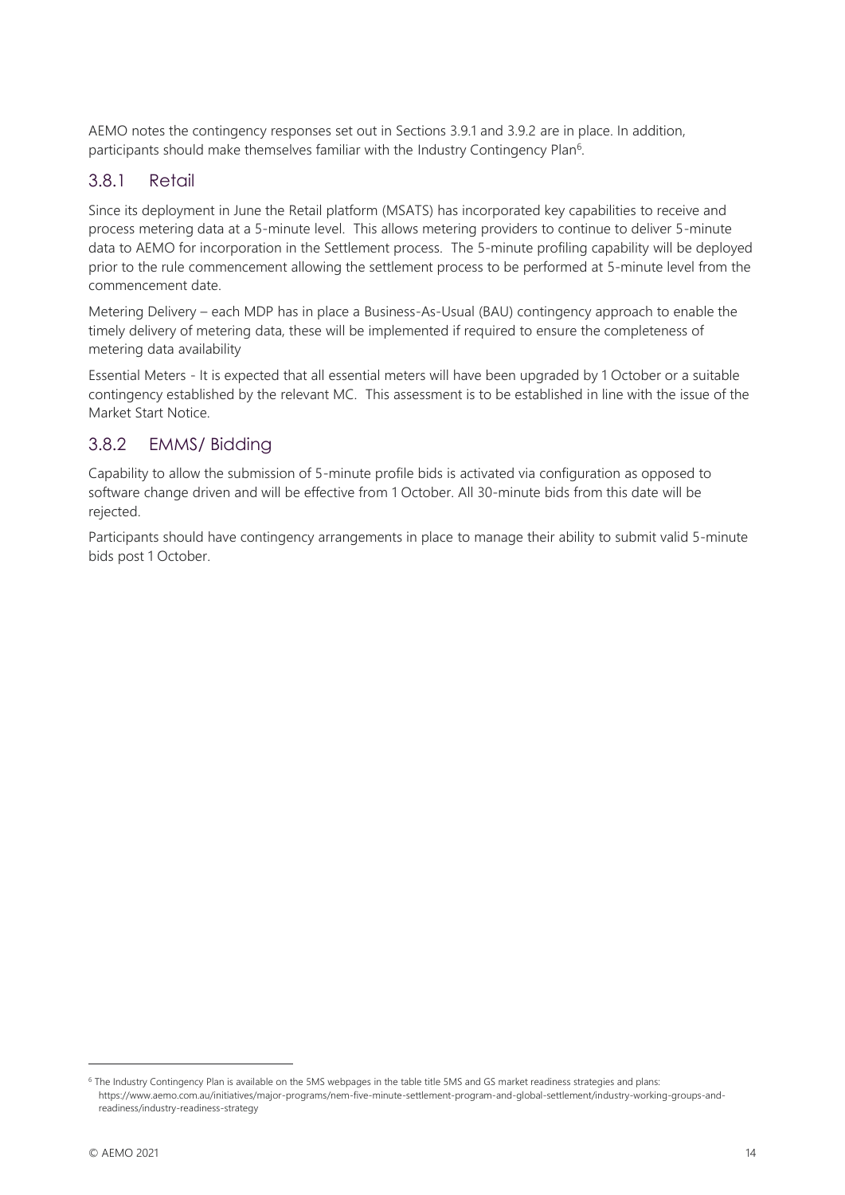AEMO notes the contingency responses set out in Sections 3.9.1 and 3.9.2 are in place. In addition, participants should make themselves familiar with the Industry Contingency Plan[6].

### 3.8.1 Retail

Since its deployment in June the Retail platform (MSATS) has incorporated key capabilities to receive and process metering data at a 5-minute level. This allows metering providers to continue to deliver 5-minute data to AEMO for incorporation in the Settlement process. The 5-minute profiling capability will be deployed prior to the rule commencement allowing the settlement process to be performed at 5-minute level from the commencement date.

Metering Delivery – each MDP has in place a Business-As-Usual (BAU) contingency approach to enable the timely delivery of metering data, these will be implemented if required to ensure the completeness of metering data availability

Essential Meters - It is expected that all essential meters will have been upgraded by 1 October or a suitable contingency established by the relevant MC. This assessment is to be established in line with the issue of the Market Start Notice.

### 3.8.2 EMMS/ Bidding

Capability to allow the submission of 5-minute profile bids is activated via configuration as opposed to software change driven and will be effective from 1 October. All 30-minute bids from this date will be rejected.

Participants should have contingency arrangements in place to manage their ability to submit valid 5-minute bids post 1 October.

[6] The Industry Contingency Plan is available on the 5MS webpages in the table title 5MS and GS market readiness strategies and plans: https://www.aemo.com.au/initiatives/major-programs/nem-five-minute-settlement-program-and-global-settlement/industry-working-groups-and-readiness/industry-readiness-strategy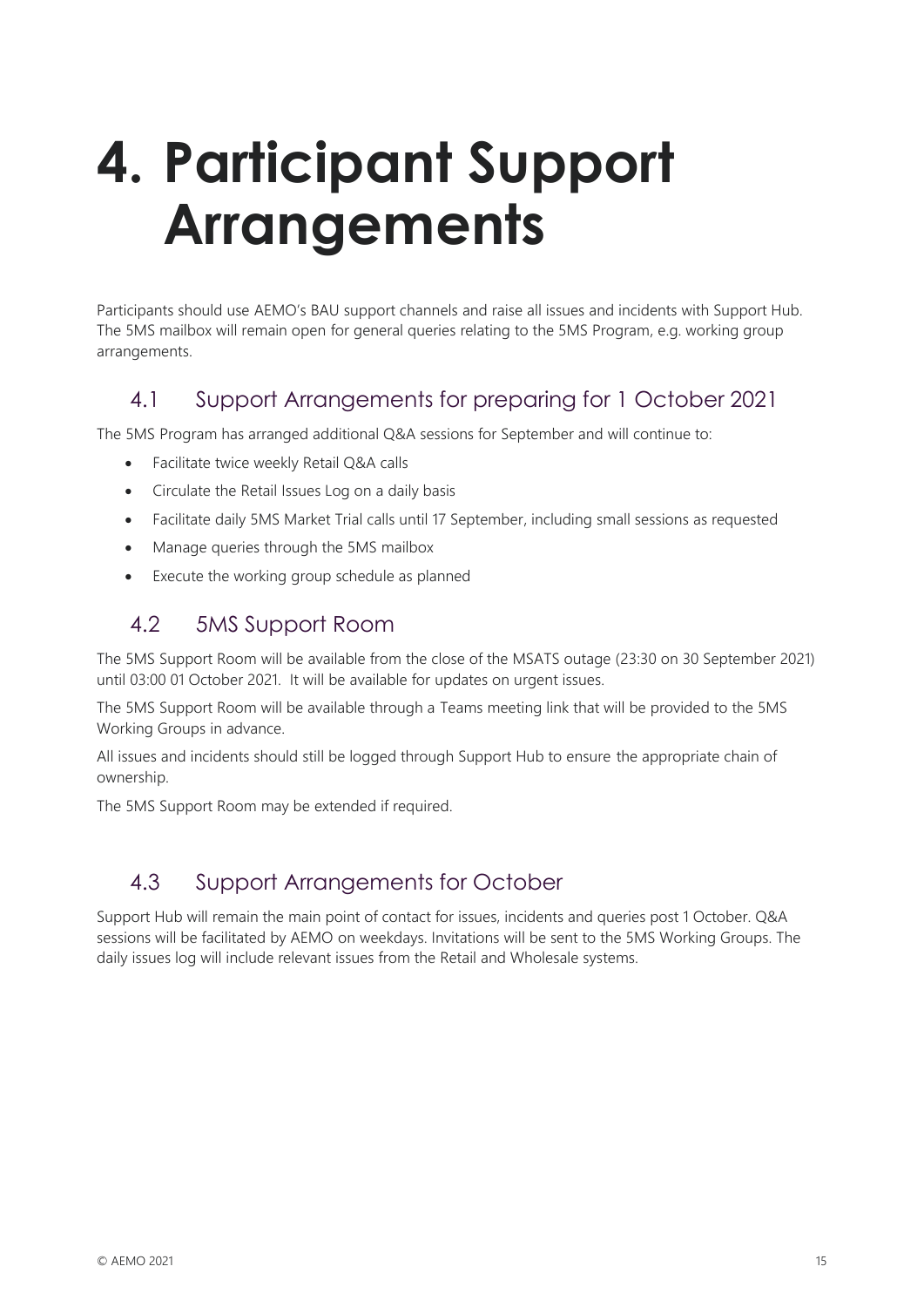# 4. Participant Support Arrangements

Participants should use AEMO's BAU support channels and raise all issues and incidents with Support Hub. The 5MS mailbox will remain open for general queries relating to the 5MS Program, e.g. working group arrangements.

## 4.1 Support Arrangements for preparing for 1 October 2021

The 5MS Program has arranged additional Q&A sessions for September and will continue to:

- Facilitate twice weekly Retail Q&A calls
- Circulate the Retail Issues Log on a daily basis
- Facilitate daily 5MS Market Trial calls until 17 September, including small sessions as requested
- Manage queries through the 5MS mailbox
- Execute the working group schedule as planned

## 4.2 5MS Support Room

The 5MS Support Room will be available from the close of the MSATS outage (23:30 on 30 September 2021) until 03:00 01 October 2021. It will be available for updates on urgent issues.

The 5MS Support Room will be available through a Teams meeting link that will be provided to the 5MS Working Groups in advance.

All issues and incidents should still be logged through Support Hub to ensure the appropriate chain of ownership.

The 5MS Support Room may be extended if required.

## 4.3 Support Arrangements for October

Support Hub will remain the main point of contact for issues, incidents and queries post 1 October. Q&A sessions will be facilitated by AEMO on weekdays. Invitations will be sent to the 5MS Working Groups. The daily issues log will include relevant issues from the Retail and Wholesale systems.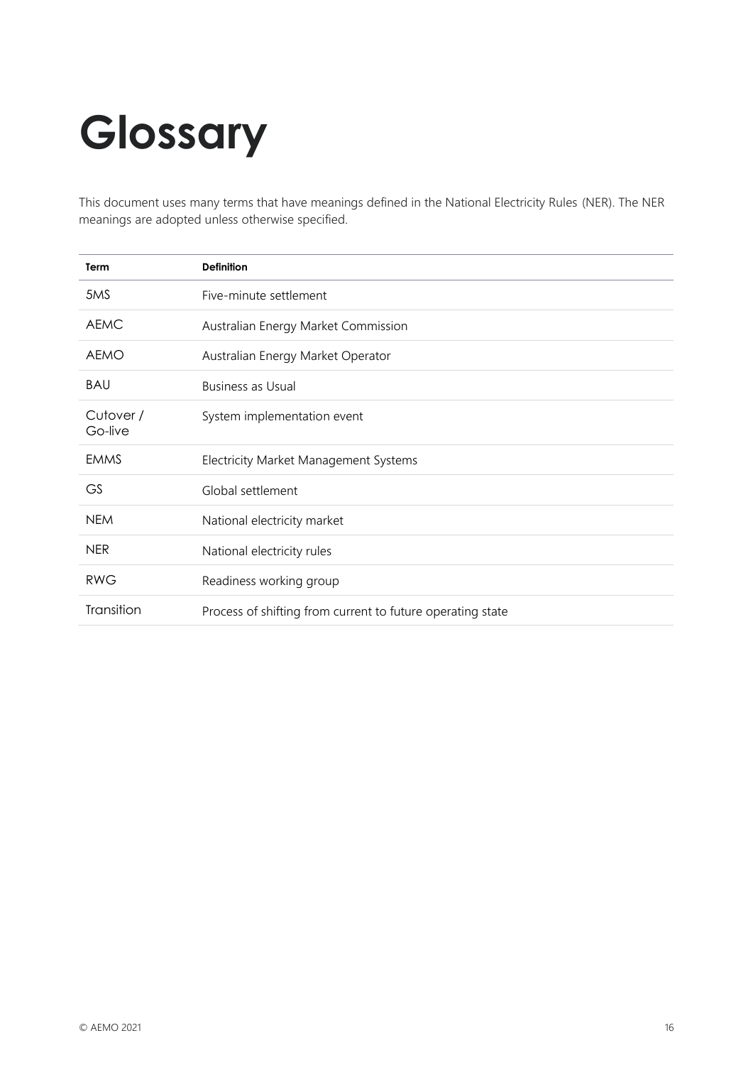# Glossary

This document uses many terms that have meanings defined in the National Electricity Rules (NER). The NER meanings are adopted unless otherwise specified.

| Term | Definition |
|---|---|
| 5MS | Five-minute settlement |
| AEMC | Australian Energy Market Commission |
| AEMO | Australian Energy Market Operator |
| BAU | Business as Usual |
| Cutover / Go-live | System implementation event |
| EMMS | Electricity Market Management Systems |
| GS | Global settlement |
| NEM | National electricity market |
| NER | National electricity rules |
| RWG | Readiness working group |
| Transition | Process of shifting from current to future operating state |